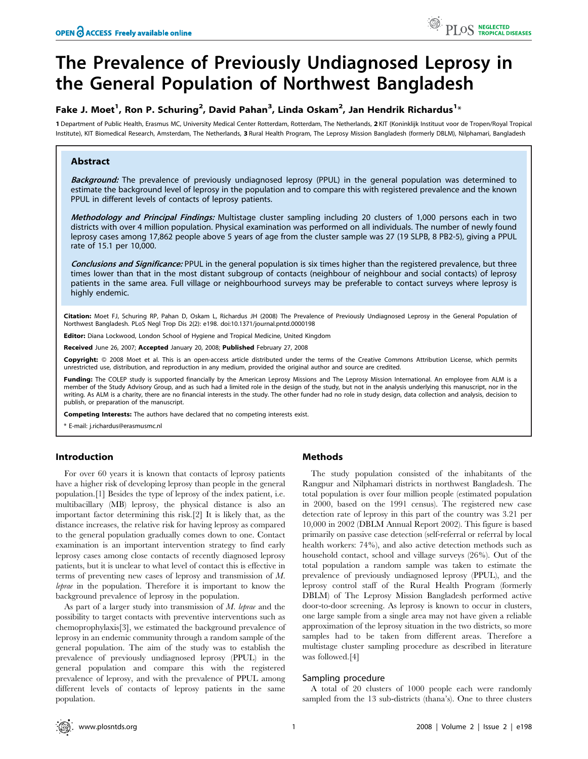# The Prevalence of Previously Undiagnosed Leprosy in the General Population of Northwest Bangladesh

**Fake J. Moet[1], Ron P. Schuring[2], David Pahan[3], Linda Oskam[2], Jan Hendrik Richardus[1]***

**1** Department of Public Health, Erasmus MC, University Medical Center Rotterdam, Rotterdam, The Netherlands, **2** KIT (Koninklijk Instituut voor de Tropen/Royal Tropical Institute), KIT Biomedical Research, Amsterdam, The Netherlands, **3** Rural Health Program, The Leprosy Mission Bangladesh (formerly DBLM), Nilphamari, Bangladesh

## Abstract

***Background:*** The prevalence of previously undiagnosed leprosy (PPUL) in the general population was determined to estimate the background level of leprosy in the population and to compare this with registered prevalence and the known PPUL in different levels of contacts of leprosy patients.

***Methodology and Principal Findings:*** Multistage cluster sampling including 20 clusters of 1,000 persons each in two districts with over 4 million population. Physical examination was performed on all individuals. The number of newly found leprosy cases among 17,862 people above 5 years of age from the cluster sample was 27 (19 SLPB, 8 PB2-5), giving a PPUL rate of 15.1 per 10,000.

***Conclusions and Significance:*** PPUL in the general population is six times higher than the registered prevalence, but three times lower than that in the most distant subgroup of contacts (neighbour of neighbour and social contacts) of leprosy patients in the same area. Full village or neighbourhood surveys may be preferable to contact surveys where leprosy is highly endemic.

**Citation:** Moet FJ, Schuring RP, Pahan D, Oskam L, Richardus JH (2008) The Prevalence of Previously Undiagnosed Leprosy in the General Population of Northwest Bangladesh. PLoS Negl Trop Dis 2(2): e198. doi:10.1371/journal.pntd.0000198

**Editor:** Diana Lockwood, London School of Hygiene and Tropical Medicine, United Kingdom

**Received** June 26, 2007; **Accepted** January 20, 2008; **Published** February 27, 2008

**Copyright:** © 2008 Moet et al. This is an open-access article distributed under the terms of the Creative Commons Attribution License, which permits unrestricted use, distribution, and reproduction in any medium, provided the original author and source are credited.

**Funding:** The COLEP study is supported financially by the American Leprosy Missions and The Leprosy Mission International. An employee from ALM is a member of the Study Advisory Group, and as such had a limited role in the design of the study, but not in the analysis underlying this manuscript, nor in the writing. As ALM is a charity, there are no financial interests in the study. The other funder had no role in study design, data collection and analysis, decision to publish, or preparation of the manuscript.

**Competing Interests:** The authors have declared that no competing interests exist.

* E-mail: j.richardus@erasmusmc.nl

## Introduction

For over 60 years it is known that contacts of leprosy patients have a higher risk of developing leprosy than people in the general population.[1] Besides the type of leprosy of the index patient, i.e. multibacillary (MB) leprosy, the physical distance is also an important factor determining this risk.[2] It is likely that, as the distance increases, the relative risk for having leprosy as compared to the general population gradually comes down to one. Contact examination is an important intervention strategy to find early leprosy cases among close contacts of recently diagnosed leprosy patients, but it is unclear to what level of contact this is effective in terms of preventing new cases of leprosy and transmission of *M. leprae* in the population. Therefore it is important to know the background prevalence of leprosy in the population.

As part of a larger study into transmission of *M. leprae* and the possibility to target contacts with preventive interventions such as chemoprophylaxis[3], we estimated the background prevalence of leprosy in an endemic community through a random sample of the general population. The aim of the study was to establish the prevalence of previously undiagnosed leprosy (PPUL) in the general population and compare this with the registered prevalence of leprosy, and with the prevalence of PPUL among different levels of contacts of leprosy patients in the same population.

## Methods

The study population consisted of the inhabitants of the Rangpur and Nilphamari districts in northwest Bangladesh. The total population is over four million people (estimated population in 2000, based on the 1991 census). The registered new case detection rate of leprosy in this part of the country was 3.21 per 10,000 in 2002 (DBLM Annual Report 2002). This figure is based primarily on passive case detection (self-referral or referral by local health workers: 74%), and also active detection methods such as household contact, school and village surveys (26%). Out of the total population a random sample was taken to estimate the prevalence of previously undiagnosed leprosy (PPUL), and the leprosy control staff of the Rural Health Program (formerly DBLM) of The Leprosy Mission Bangladesh performed active door-to-door screening. As leprosy is known to occur in clusters, one large sample from a single area may not have given a reliable approximation of the leprosy situation in the two districts, so more samples had to be taken from different areas. Therefore a multistage cluster sampling procedure as described in literature was followed.[4]

### Sampling procedure

A total of 20 clusters of 1000 people each were randomly sampled from the 13 sub-districts (thana's). One to three clusters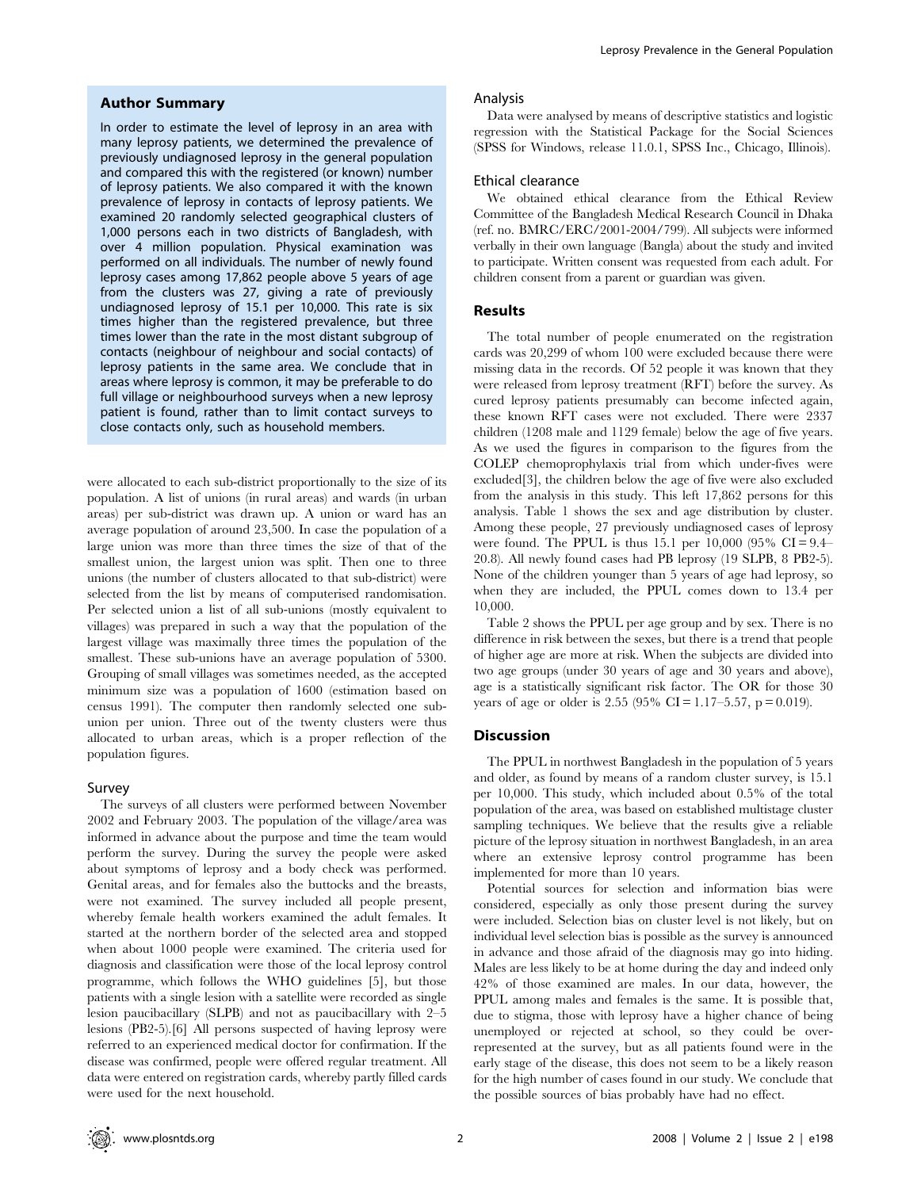## Author Summary

In order to estimate the level of leprosy in an area with many leprosy patients, we determined the prevalence of previously undiagnosed leprosy in the general population and compared this with the registered (or known) number of leprosy patients. We also compared it with the known prevalence of leprosy in contacts of leprosy patients. We examined 20 randomly selected geographical clusters of 1,000 persons each in two districts of Bangladesh, with over 4 million population. Physical examination was performed on all individuals. The number of newly found leprosy cases among 17,862 people above 5 years of age from the clusters was 27, giving a rate of previously undiagnosed leprosy of 15.1 per 10,000. This rate is six times higher than the registered prevalence, but three times lower than the rate in the most distant subgroup of contacts (neighbour of neighbour and social contacts) of leprosy patients in the same area. We conclude that in areas where leprosy is common, it may be preferable to do full village or neighbourhood surveys when a new leprosy patient is found, rather than to limit contact surveys to close contacts only, such as household members.

were allocated to each sub-district proportionally to the size of its population. A list of unions (in rural areas) and wards (in urban areas) per sub-district was drawn up. A union or ward has an average population of around 23,500. In case the population of a large union was more than three times the size of that of the smallest union, the largest union was split. Then one to three unions (the number of clusters allocated to that sub-district) were selected from the list by means of computerised randomisation. Per selected union a list of all sub-unions (mostly equivalent to villages) was prepared in such a way that the population of the largest village was maximally three times the population of the smallest. These sub-unions have an average population of 5300. Grouping of small villages was sometimes needed, as the accepted minimum size was a population of 1600 (estimation based on census 1991). The computer then randomly selected one sub-union per union. Three out of the twenty clusters were thus allocated to urban areas, which is a proper reflection of the population figures.

### Survey

The surveys of all clusters were performed between November 2002 and February 2003. The population of the village/area was informed in advance about the purpose and time the team would perform the survey. During the survey the people were asked about symptoms of leprosy and a body check was performed. Genital areas, and for females also the buttocks and the breasts, were not examined. The survey included all people present, whereby female health workers examined the adult females. It started at the northern border of the selected area and stopped when about 1000 people were examined. The criteria used for diagnosis and classification were those of the local leprosy control programme, which follows the WHO guidelines [5], but those patients with a single lesion with a satellite were recorded as single lesion paucibacillary (SLPB) and not as paucibacillary with 2–5 lesions (PB2-5).[6] All persons suspected of having leprosy were referred to an experienced medical doctor for confirmation. If the disease was confirmed, people were offered regular treatment. All data were entered on registration cards, whereby partly filled cards were used for the next household.

### Analysis

Data were analysed by means of descriptive statistics and logistic regression with the Statistical Package for the Social Sciences (SPSS for Windows, release 11.0.1, SPSS Inc., Chicago, Illinois).

### Ethical clearance

We obtained ethical clearance from the Ethical Review Committee of the Bangladesh Medical Research Council in Dhaka (ref. no. BMRC/ERC/2001-2004/799). All subjects were informed verbally in their own language (Bangla) about the study and invited to participate. Written consent was requested from each adult. For children consent from a parent or guardian was given.

## Results

The total number of people enumerated on the registration cards was 20,299 of whom 100 were excluded because there were missing data in the records. Of 52 people it was known that they were released from leprosy treatment (RFT) before the survey. As cured leprosy patients presumably can become infected again, these known RFT cases were not excluded. There were 2337 children (1208 male and 1129 female) below the age of five years. As we used the figures in comparison to the figures from the COLEP chemoprophylaxis trial from which under-fives were excluded[3], the children below the age of five were also excluded from the analysis in this study. This left 17,862 persons for this analysis. Table 1 shows the sex and age distribution by cluster. Among these people, 27 previously undiagnosed cases of leprosy were found. The PPUL is thus 15.1 per 10,000 (95% CI = 9.4–20.8). All newly found cases had PB leprosy (19 SLPB, 8 PB2-5). None of the children younger than 5 years of age had leprosy, so when they are included, the PPUL comes down to 13.4 per 10,000.

Table 2 shows the PPUL per age group and by sex. There is no difference in risk between the sexes, but there is a trend that people of higher age are more at risk. When the subjects are divided into two age groups (under 30 years of age and 30 years and above), age is a statistically significant risk factor. The OR for those 30 years of age or older is 2.55 (95% CI = 1.17–5.57, $p = 0.019$).

## Discussion

The PPUL in northwest Bangladesh in the population of 5 years and older, as found by means of a random cluster survey, is 15.1 per 10,000. This study, which included about 0.5% of the total population of the area, was based on established multistage cluster sampling techniques. We believe that the results give a reliable picture of the leprosy situation in northwest Bangladesh, in an area where an extensive leprosy control programme has been implemented for more than 10 years.

Potential sources for selection and information bias were considered, especially as only those present during the survey were included. Selection bias on cluster level is not likely, but on individual level selection bias is possible as the survey is announced in advance and those afraid of the diagnosis may go into hiding. Males are less likely to be at home during the day and indeed only 42% of those examined are males. In our data, however, the PPUL among males and females is the same. It is possible that, due to stigma, those with leprosy have a higher chance of being unemployed or rejected at school, so they could be over-represented at the survey, but as all patients found were in the early stage of the disease, this does not seem to be a likely reason for the high number of cases found in our study. We conclude that the possible sources of bias probably have had no effect.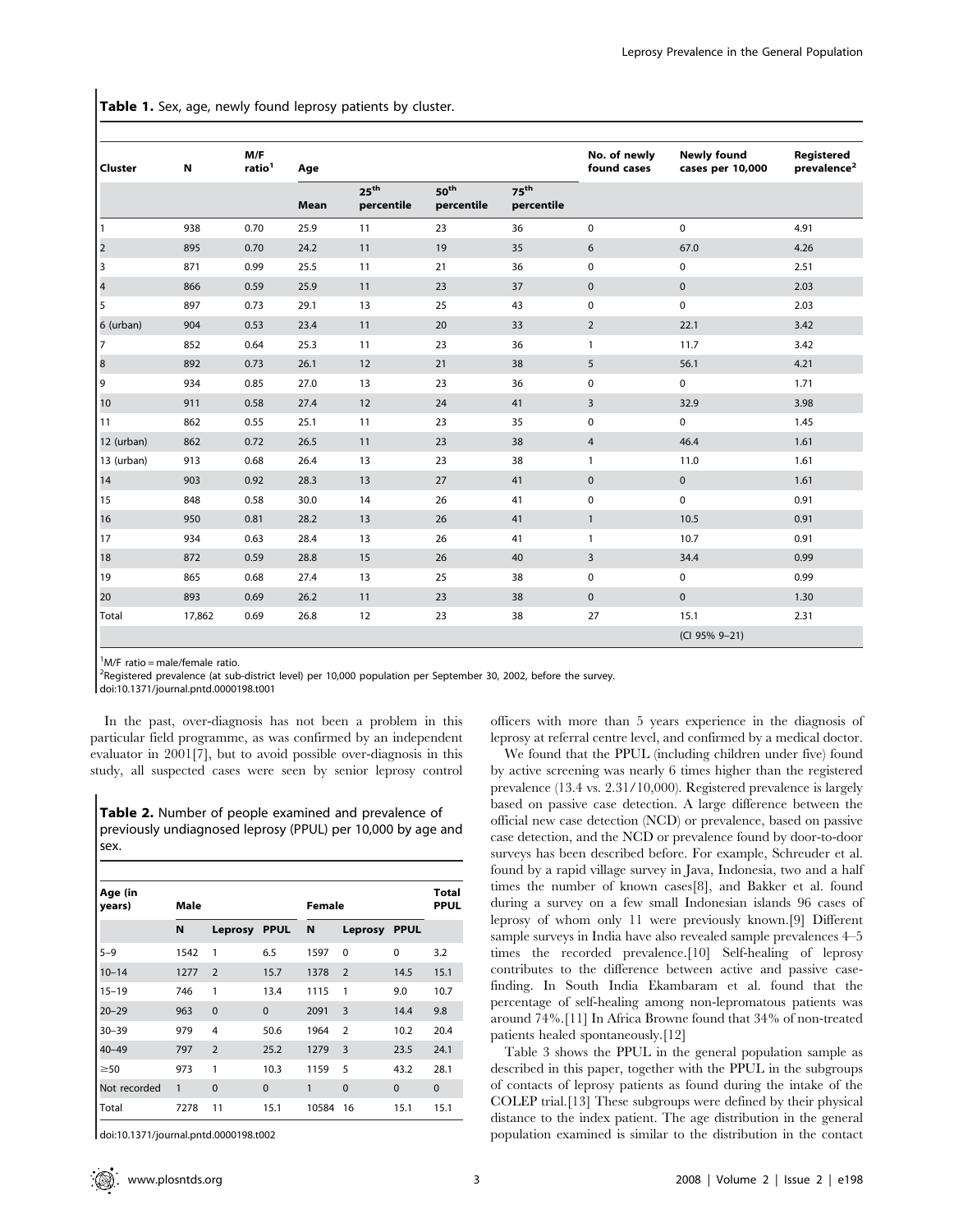**Table 1.** Sex, age, newly found leprosy patients by cluster.

| Cluster | N | M/F ratio[1] | Age | | | | No. of newly found cases | Newly found cases per 10,000 | Registered prevalence[2] |
|---|---|---|---|---|---|---|---|---|---|
| | | | Mean | 25th percentile | 50th percentile | 75th percentile | | | |
| 1 | 938 | 0.70 | 25.9 | 11 | 23 | 36 | 0 | 0 | 4.91 |
| 2 | 895 | 0.70 | 24.2 | 11 | 19 | 35 | 6 | 67.0 | 4.26 |
| 3 | 871 | 0.99 | 25.5 | 11 | 21 | 36 | 0 | 0 | 2.51 |
| 4 | 866 | 0.59 | 25.9 | 11 | 23 | 37 | 0 | 0 | 2.03 |
| 5 | 897 | 0.73 | 29.1 | 13 | 25 | 43 | 0 | 0 | 2.03 |
| 6 (urban) | 904 | 0.53 | 23.4 | 11 | 20 | 33 | 2 | 22.1 | 3.42 |
| 7 | 852 | 0.64 | 25.3 | 11 | 23 | 36 | 1 | 11.7 | 3.42 |
| 8 | 892 | 0.73 | 26.1 | 12 | 21 | 38 | 5 | 56.1 | 4.21 |
| 9 | 934 | 0.85 | 27.0 | 13 | 23 | 36 | 0 | 0 | 1.71 |
| 10 | 911 | 0.58 | 27.4 | 12 | 24 | 41 | 3 | 32.9 | 3.98 |
| 11 | 862 | 0.55 | 25.1 | 11 | 23 | 35 | 0 | 0 | 1.45 |
| 12 (urban) | 862 | 0.72 | 26.5 | 11 | 23 | 38 | 4 | 46.4 | 1.61 |
| 13 (urban) | 913 | 0.68 | 26.4 | 13 | 23 | 38 | 1 | 11.0 | 1.61 |
| 14 | 903 | 0.92 | 28.3 | 13 | 27 | 41 | 0 | 0 | 1.61 |
| 15 | 848 | 0.58 | 30.0 | 14 | 26 | 41 | 0 | 0 | 0.91 |
| 16 | 950 | 0.81 | 28.2 | 13 | 26 | 41 | 1 | 10.5 | 0.91 |
| 17 | 934 | 0.63 | 28.4 | 13 | 26 | 41 | 1 | 10.7 | 0.91 |
| 18 | 872 | 0.59 | 28.8 | 15 | 26 | 40 | 3 | 34.4 | 0.99 |
| 19 | 865 | 0.68 | 27.4 | 13 | 25 | 38 | 0 | 0 | 0.99 |
| 20 | 893 | 0.69 | 26.2 | 11 | 23 | 38 | 0 | 0 | 1.30 |
| Total | 17,862 | 0.69 | 26.8 | 12 | 23 | 38 | 27 | 15.1 | 2.31 |
| | | | | | | | | (CI 95% 9–21) | |

[1]M/F ratio = male/female ratio.
[2]Registered prevalence (at sub-district level) per 10,000 population per September 30, 2002, before the survey.
doi:10.1371/journal.pntd.0000198.t001

In the past, over-diagnosis has not been a problem in this particular field programme, as was confirmed by an independent evaluator in 2001[7], but to avoid possible over-diagnosis in this study, all suspected cases were seen by senior leprosy control officers with more than 5 years experience in the diagnosis of leprosy at referral centre level, and confirmed by a medical doctor.

**Table 2.** Number of people examined and prevalence of previously undiagnosed leprosy (PPUL) per 10,000 by age and sex.

| Age (in years) | Male | | | Female | | | Total PPUL |
|---|---|---|---|---|---|---|---|
| | N | Leprosy | PPUL | N | Leprosy | PPUL | |
| 5–9 | 1542 | 1 | 6.5 | 1597 | 0 | 0 | 3.2 |
| 10–14 | 1277 | 2 | 15.7 | 1378 | 2 | 14.5 | 15.1 |
| 15–19 | 746 | 1 | 13.4 | 1115 | 1 | 9.0 | 10.7 |
| 20–29 | 963 | 0 | 0 | 2091 | 3 | 14.4 | 9.8 |
| 30–39 | 979 | 4 | 50.6 | 1964 | 2 | 10.2 | 20.4 |
| 40–49 | 797 | 2 | 25.2 | 1279 | 3 | 23.5 | 24.1 |
| ≥50 | 973 | 1 | 10.3 | 1159 | 5 | 43.2 | 28.1 |
| Not recorded | 1 | 0 | 0 | 1 | 0 | 0 | 0 |
| Total | 7278 | 11 | 15.1 | 10584 | 16 | 15.1 | 15.1 |

doi:10.1371/journal.pntd.0000198.t002

We found that the PPUL (including children under five) found by active screening was nearly 6 times higher than the registered prevalence (13.4 vs. 2.31/10,000). Registered prevalence is largely based on passive case detection. A large difference between the official new case detection (NCD) or prevalence, based on passive case detection, and the NCD or prevalence found by door-to-door surveys has been described before. For example, Schreuder et al. found by a rapid village survey in Java, Indonesia, two and a half times the number of known cases[8], and Bakker et al. found during a survey on a few small Indonesian islands 96 cases of leprosy of whom only 11 were previously known.[9] Different sample surveys in India have also revealed sample prevalences 4–5 times the recorded prevalence.[10] Self-healing of leprosy contributes to the difference between active and passive case-finding. In South India Ekambaram et al. found that the percentage of self-healing among non-lepromatous patients was around 74%.[11] In Africa Browne found that 34% of non-treated patients healed spontaneously.[12]

Table 3 shows the PPUL in the general population sample as described in this paper, together with the PPUL in the subgroups of contacts of leprosy patients as found during the intake of the COLEP trial.[13] These subgroups were defined by their physical distance to the index patient. The age distribution in the general population examined is similar to the distribution in the contact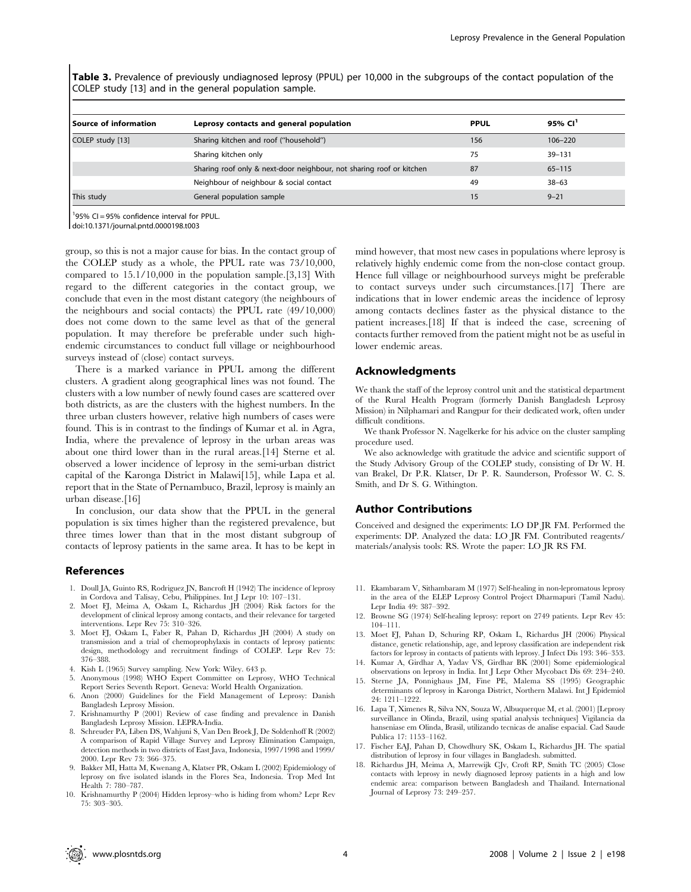**Table 3.** Prevalence of previously undiagnosed leprosy (PPUL) per 10,000 in the subgroups of the contact population of the COLEP study [13] and in the general population sample.

| Source of information | Leprosy contacts and general population | PPUL | 95% CI[1] |
|---|---|---|---|
| COLEP study [13] | Sharing kitchen and roof ("household") | 156 | 106–220 |
| | Sharing kitchen only | 75 | 39–131 |
| | Sharing roof only & next-door neighbour, not sharing roof or kitchen | 87 | 65–115 |
| | Neighbour of neighbour & social contact | 49 | 38–63 |
| This study | General population sample | 15 | 9–21 |

[1]95% CI = 95% confidence interval for PPUL.

doi:10.1371/journal.pntd.0000198.t003

group, so this is not a major cause for bias. In the contact group of the COLEP study as a whole, the PPUL rate was 73/10,000, compared to 15.1/10,000 in the population sample.[3,13] With regard to the different categories in the contact group, we conclude that even in the most distant category (the neighbours of the neighbours and social contacts) the PPUL rate (49/10,000) does not come down to the same level as that of the general population. It may therefore be preferable under such high-endemic circumstances to conduct full village or neighbourhood surveys instead of (close) contact surveys.

There is a marked variance in PPUL among the different clusters. A gradient along geographical lines was not found. The clusters with a low number of newly found cases are scattered over both districts, as are the clusters with the highest numbers. In the three urban clusters however, relative high numbers of cases were found. This is in contrast to the findings of Kumar et al. in Agra, India, where the prevalence of leprosy in the urban areas was about one third lower than in the rural areas.[14] Sterne et al. observed a lower incidence of leprosy in the semi-urban district capital of the Karonga District in Malawi[15], while Lapa et al. report that in the State of Pernambuco, Brazil, leprosy is mainly an urban disease.[16]

In conclusion, our data show that the PPUL in the general population is six times higher than the registered prevalence, but three times lower than that in the most distant subgroup of contacts of leprosy patients in the same area. It has to be kept in mind however, that most new cases in populations where leprosy is relatively highly endemic come from the non-close contact group. Hence full village or neighbourhood surveys might be preferable to contact surveys under such circumstances.[17] There are indications that in lower endemic areas the incidence of leprosy among contacts declines faster as the physical distance to the patient increases.[18] If that is indeed the case, screening of contacts further removed from the patient might not be as useful in lower endemic areas.

## Acknowledgments

We thank the staff of the leprosy control unit and the statistical department of the Rural Health Program (formerly Danish Bangladesh Leprosy Mission) in Nilphamari and Rangpur for their dedicated work, often under difficult conditions.

We thank Professor N. Nagelkerke for his advice on the cluster sampling procedure used.

We also acknowledge with gratitude the advice and scientific support of the Study Advisory Group of the COLEP study, consisting of Dr W. H. van Brakel, Dr P.R. Klatser, Dr P. R. Saunderson, Professor W. C. S. Smith, and Dr S. G. Withington.

## Author Contributions

Conceived and designed the experiments: LO DP JR FM. Performed the experiments: DP. Analyzed the data: LO JR FM. Contributed reagents/materials/analysis tools: RS. Wrote the paper: LO JR RS FM.

## References

1. Doull JA, Guinto RS, Rodriguez JN, Bancroft H (1942) The incidence of leprosy in Cordova and Talisay, Cebu, Philippines. Int J Lepr 10: 107–131.
2. Moet FJ, Meima A, Oskam L, Richardus JH (2004) Risk factors for the development of clinical leprosy among contacts, and their relevance for targeted interventions. Lepr Rev 75: 310–326.
3. Moet FJ, Oskam L, Faber R, Pahan D, Richardus JH (2004) A study on transmission and a trial of chemoprophylaxis in contacts of leprosy patients: design, methodology and recruitment findings of COLEP. Lepr Rev 75: 376–388.
4. Kish L (1965) Survey sampling. New York: Wiley. 643 p.
5. Anonymous (1998) WHO Expert Committee on Leprosy, WHO Technical Report Series Seventh Report. Geneva: World Health Organization.
6. Anon (2000) Guidelines for the Field Management of Leprosy: Danish Bangladesh Leprosy Mission.
7. Krishnamurthy P (2001) Review of case finding and prevalence in Danish Bangladesh Leprosy Mission. LEPRA-India.
8. Schreuder PA, Liben DS, Wahjuni S, Van Den Broek J, De Soldenhoff R (2002) A comparison of Rapid Village Survey and Leprosy Elimination Campaign, detection methods in two districts of East Java, Indonesia, 1997/1998 and 1999/2000. Lepr Rev 73: 366–375.
9. Bakker MI, Hatta M, Kwenang A, Klatser PR, Oskam L (2002) Epidemiology of leprosy on five isolated islands in the Flores Sea, Indonesia. Trop Med Int Health 7: 780–787.
10. Krishnamurthy P (2004) Hidden leprosy–who is hiding from whom? Lepr Rev 75: 303–305.
11. Ekambaram V, Sithambaram M (1977) Self-healing in non-lepromatous leprosy in the area of the ELEP Leprosy Control Project Dharmapuri (Tamil Nadu). Lepr India 49: 387–392.
12. Browne SG (1974) Self-healing leprosy: report on 2749 patients. Lepr Rev 45: 104–111.
13. Moet FJ, Pahan D, Schuring RP, Oskam L, Richardus JH (2006) Physical distance, genetic relationship, age, and leprosy classification are independent risk factors for leprosy in contacts of patients with leprosy. J Infect Dis 193: 346–353.
14. Kumar A, Girdhar A, Yadav VS, Girdhar BK (2001) Some epidemiological observations on leprosy in India. Int J Lepr Other Mycobact Dis 69: 234–240.
15. Sterne JA, Ponnighaus JM, Fine PE, Malema SS (1995) Geographic determinants of leprosy in Karonga District, Northern Malawi. Int J Epidemiol 24: 1211–1222.
16. Lapa T, Ximenes R, Silva NN, Souza W, Albuquerque M, et al. (2001) [Leprosy surveillance in Olinda, Brazil, using spatial analysis techniques] Vigilancia da hanseniase em Olinda, Brasil, utilizando tecnicas de analise espacial. Cad Saude Publica 17: 1153–1162.
17. Fischer EAJ, Pahan D, Chowdhury SK, Oskam L, Richardus JH. The spatial distribution of leprosy in four villages in Bangladesh. submitted.
18. Richardus JH, Meima A, Marrewijk CJv, Croft RP, Smith TC (2005) Close contacts with leprosy in newly diagnosed leprosy patients in a high and low endemic area: comparison between Bangladesh and Thailand. International Journal of Leprosy 73: 249–257.